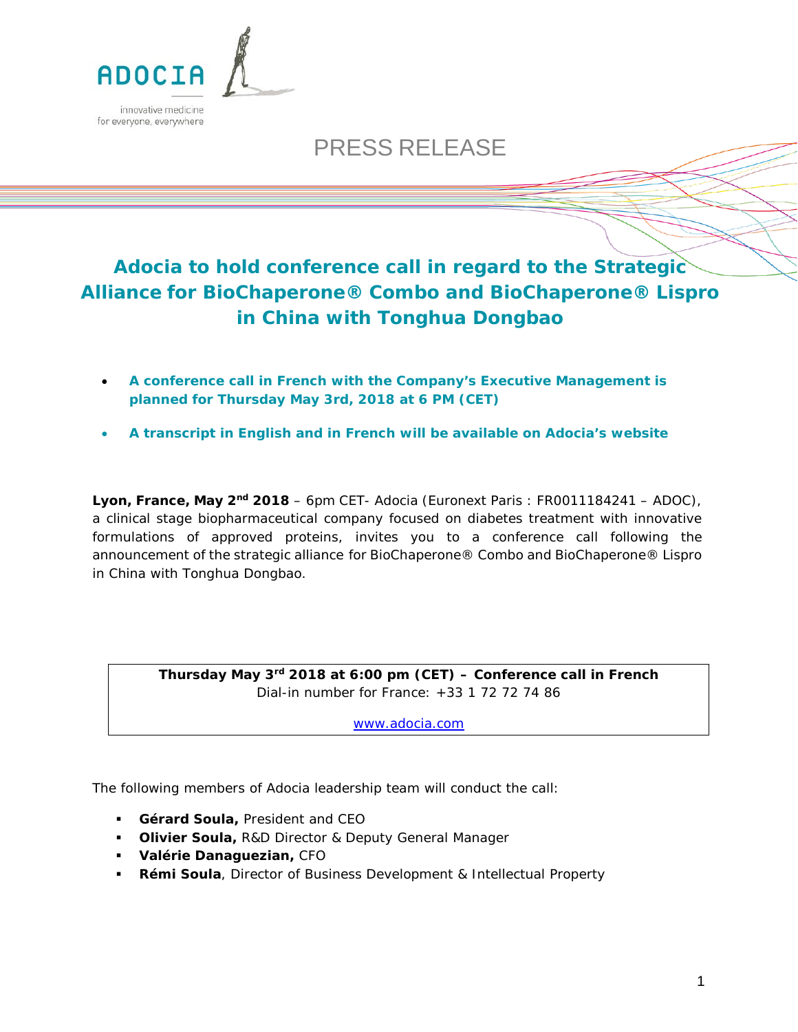ADOCIA

innovative medicine for everyone, everywhere

PRESS RELEASE

# Adocia to hold conference call in regard to the Strategic Alliance for BioChaperone® Combo and BioChaperone® Lispro in China with Tonghua Dongbao

- **A conference call in French with the Company's Executive Management is planned for Thursday May 3rd, 2018 at 6 PM (CET)**
- **A transcript in English and in French will be available on Adocia's website**

**Lyon, France, May 2nd 2018** – 6pm CET- Adocia (Euronext Paris : FR0011184241 – ADOC), a clinical stage biopharmaceutical company focused on diabetes treatment with innovative formulations of approved proteins, invites you to a conference call following the announcement of the strategic alliance for BioChaperone® Combo and BioChaperone® Lispro in China with Tonghua Dongbao.

**Thursday May 3rd 2018 at 6:00 pm (CET) – Conference call in French**
Dial-in number for France: +33 1 72 72 74 86

www.adocia.com

The following members of Adocia leadership team will conduct the call:

- **Gérard Soula,** President and CEO
- **Olivier Soula,** R&D Director & Deputy General Manager
- **Valérie Danaguezian,** CFO
- **Rémi Soula**, Director of Business Development & Intellectual Property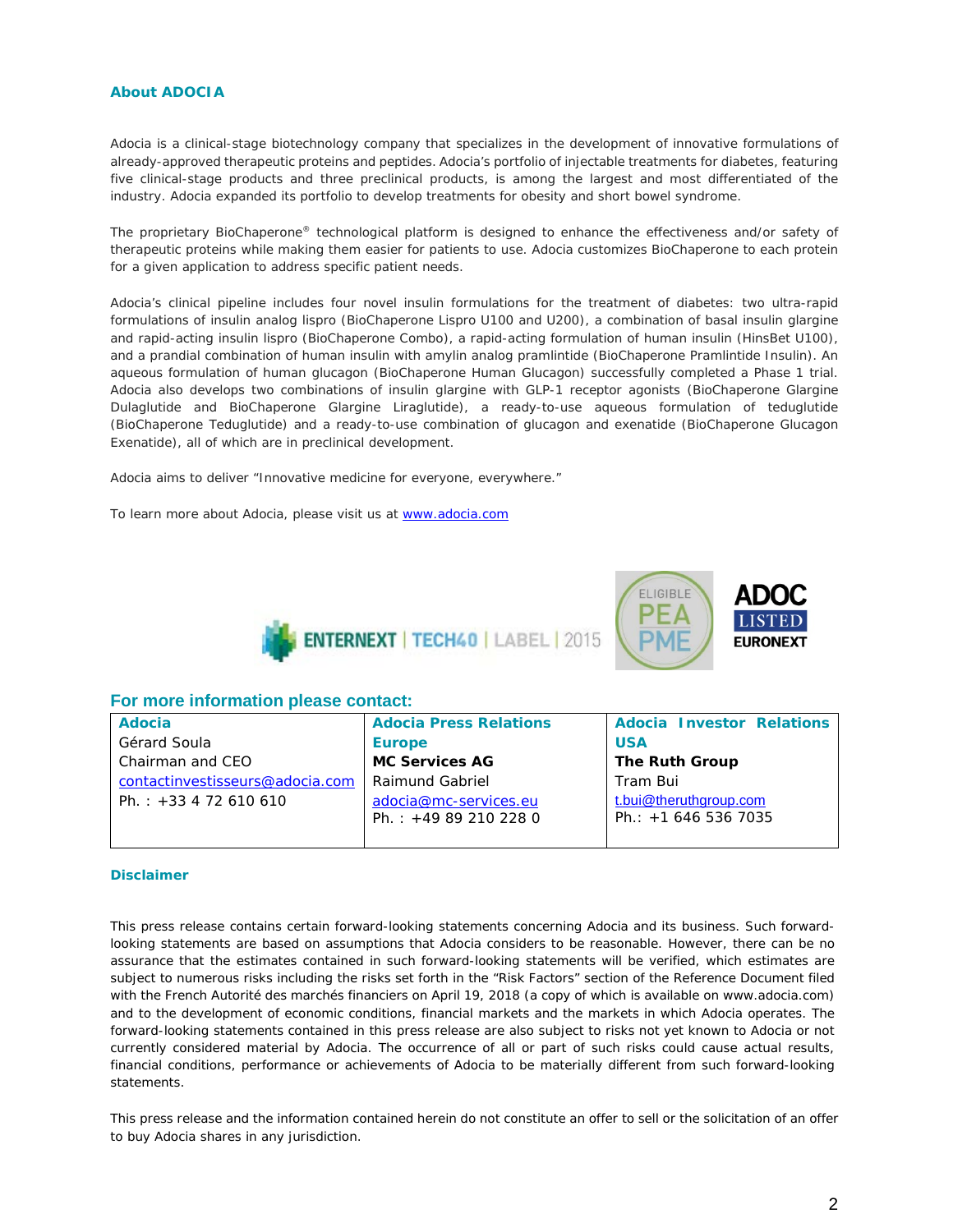## About ADOCIA

Adocia is a clinical-stage biotechnology company that specializes in the development of innovative formulations of already-approved therapeutic proteins and peptides. Adocia's portfolio of injectable treatments for diabetes, featuring five clinical-stage products and three preclinical products, is among the largest and most differentiated of the industry. Adocia expanded its portfolio to develop treatments for obesity and short bowel syndrome.

The proprietary BioChaperone® technological platform is designed to enhance the effectiveness and/or safety of therapeutic proteins while making them easier for patients to use. Adocia customizes BioChaperone to each protein for a given application to address specific patient needs.

Adocia's clinical pipeline includes four novel insulin formulations for the treatment of diabetes: two ultra-rapid formulations of insulin analog lispro (BioChaperone Lispro U100 and U200), a combination of basal insulin glargine and rapid-acting insulin lispro (BioChaperone Combo), a rapid-acting formulation of human insulin (HinsBet U100), and a prandial combination of human insulin with amylin analog pramlintide (BioChaperone Pramlintide Insulin). An aqueous formulation of human glucagon (BioChaperone Human Glucagon) successfully completed a Phase 1 trial. Adocia also develops two combinations of insulin glargine with GLP-1 receptor agonists (BioChaperone Glargine Dulaglutide and BioChaperone Glargine Liraglutide), a ready-to-use aqueous formulation of teduglutide (BioChaperone Teduglutide) and a ready-to-use combination of glucagon and exenatide (BioChaperone Glucagon Exenatide), all of which are in preclinical development.

Adocia aims to deliver "Innovative medicine for everyone, everywhere."

To learn more about Adocia, please visit us at www.adocia.com

ENTERNEXT | TECH40 | LABEL | 2015

ELIGIBLE PEA PME

ADOC LISTED EURONEXT

## For more information please contact:

| | | |
|---|---|---|
| **Adocia** | **Adocia Press Relations Europe** | **Adocia Investor Relations USA** |
| Gérard Soula | **MC Services AG** | **The Ruth Group** |
| Chairman and CEO | Raimund Gabriel | Tram Bui |
| contactinvestisseurs@adocia.com | adocia@mc-services.eu | t.bui@theruthgroup.com |
| Ph. : +33 4 72 610 610 | Ph. : +49 89 210 228 0 | Ph.: +1 646 536 7035 |

### Disclaimer

This press release contains certain forward-looking statements concerning Adocia and its business. Such forward-looking statements are based on assumptions that Adocia considers to be reasonable. However, there can be no assurance that the estimates contained in such forward-looking statements will be verified, which estimates are subject to numerous risks including the risks set forth in the "Risk Factors" section of the Reference Document filed with the French Autorité des marchés financiers on April 19, 2018 (a copy of which is available on www.adocia.com) and to the development of economic conditions, financial markets and the markets in which Adocia operates. The forward-looking statements contained in this press release are also subject to risks not yet known to Adocia or not currently considered material by Adocia. The occurrence of all or part of such risks could cause actual results, financial conditions, performance or achievements of Adocia to be materially different from such forward-looking statements.

This press release and the information contained herein do not constitute an offer to sell or the solicitation of an offer to buy Adocia shares in any jurisdiction.